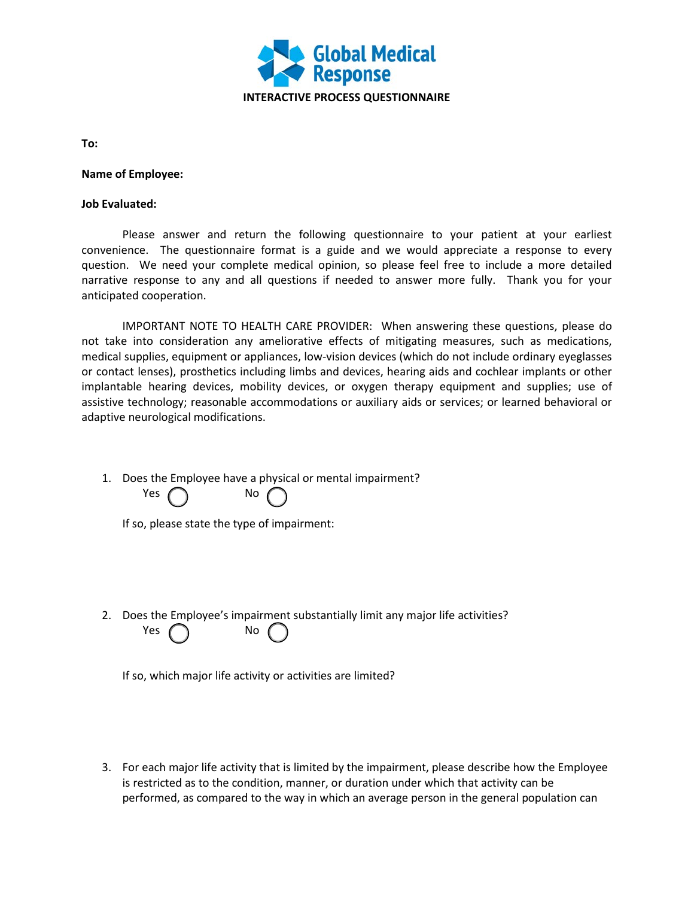# Global Medical Response

## INTERACTIVE PROCESS QUESTIONNAIRE

**To:**

**Name of Employee:**

**Job Evaluated:**

Please answer and return the following questionnaire to your patient at your earliest convenience. The questionnaire format is a guide and we would appreciate a response to every question. We need your complete medical opinion, so please feel free to include a more detailed narrative response to any and all questions if needed to answer more fully. Thank you for your anticipated cooperation.

IMPORTANT NOTE TO HEALTH CARE PROVIDER: When answering these questions, please do not take into consideration any ameliorative effects of mitigating measures, such as medications, medical supplies, equipment or appliances, low-vision devices (which do not include ordinary eyeglasses or contact lenses), prosthetics including limbs and devices, hearing aids and cochlear implants or other implantable hearing devices, mobility devices, or oxygen therapy equipment and supplies; use of assistive technology; reasonable accommodations or auxiliary aids or services; or learned behavioral or adaptive neurological modifications.

1. Does the Employee have a physical or mental impairment?

   Yes ◯ No ◯

   If so, please state the type of impairment:

2. Does the Employee's impairment substantially limit any major life activities?

   Yes ◯ No ◯

   If so, which major life activity or activities are limited?

3. For each major life activity that is limited by the impairment, please describe how the Employee is restricted as to the condition, manner, or duration under which that activity can be performed, as compared to the way in which an average person in the general population can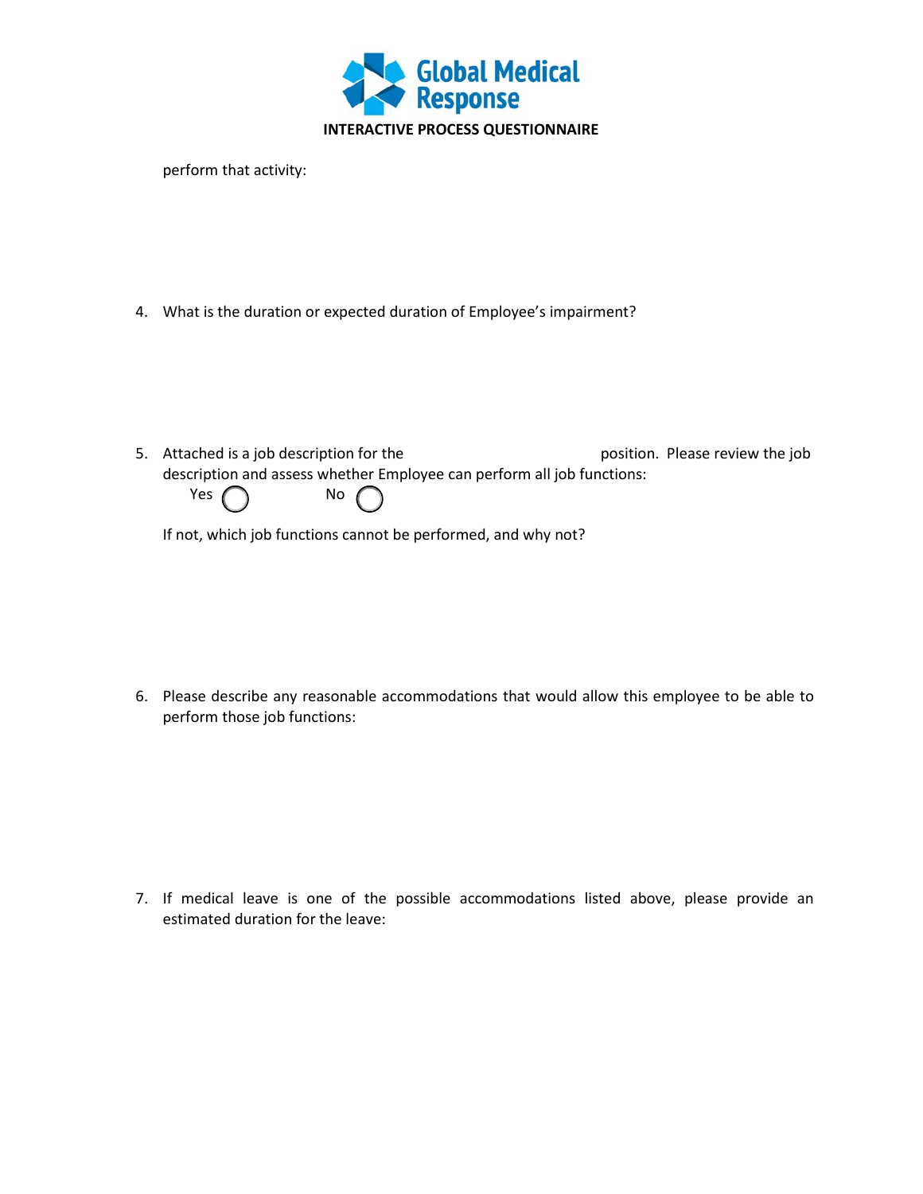perform that activity:

4. What is the duration or expected duration of Employee's impairment?

5. Attached is a job description for the                                        position. Please review the job description and assess whether Employee can perform all job functions:

   Yes ◯          No ◯

   If not, which job functions cannot be performed, and why not?

6. Please describe any reasonable accommodations that would allow this employee to be able to perform those job functions:

7. If medical leave is one of the possible accommodations listed above, please provide an estimated duration for the leave: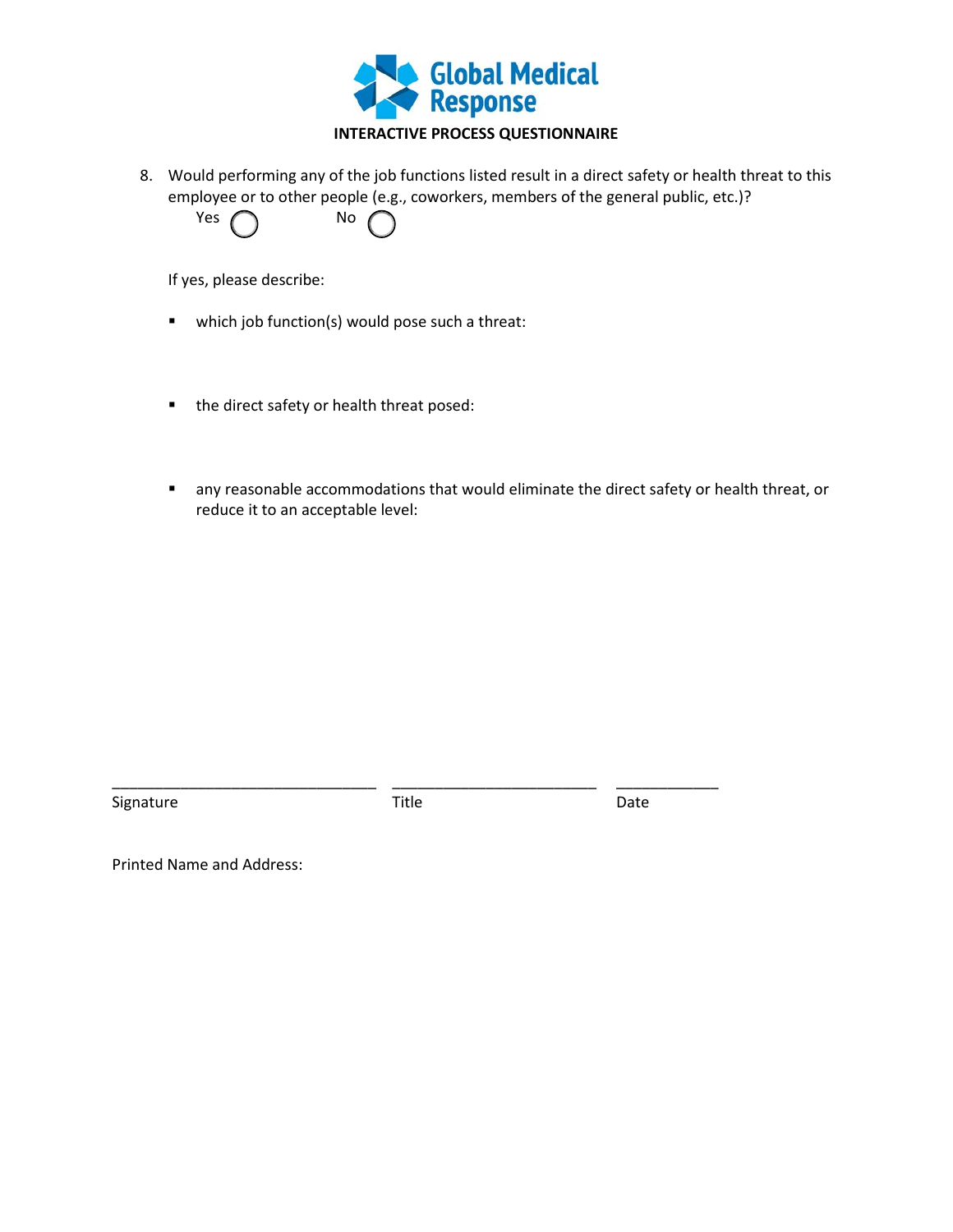Global Medical Response

**INTERACTIVE PROCESS QUESTIONNAIRE**

8. Would performing any of the job functions listed result in a direct safety or health threat to this employee or to other people (e.g., coworkers, members of the general public, etc.)?

   Yes ◯ No ◯

   If yes, please describe:

   - which job function(s) would pose such a threat:

   - the direct safety or health threat posed:

   - any reasonable accommodations that would eliminate the direct safety or health threat, or reduce it to an acceptable level:

______________________________ ______________________________ ____________

Signature Title Date

Printed Name and Address: